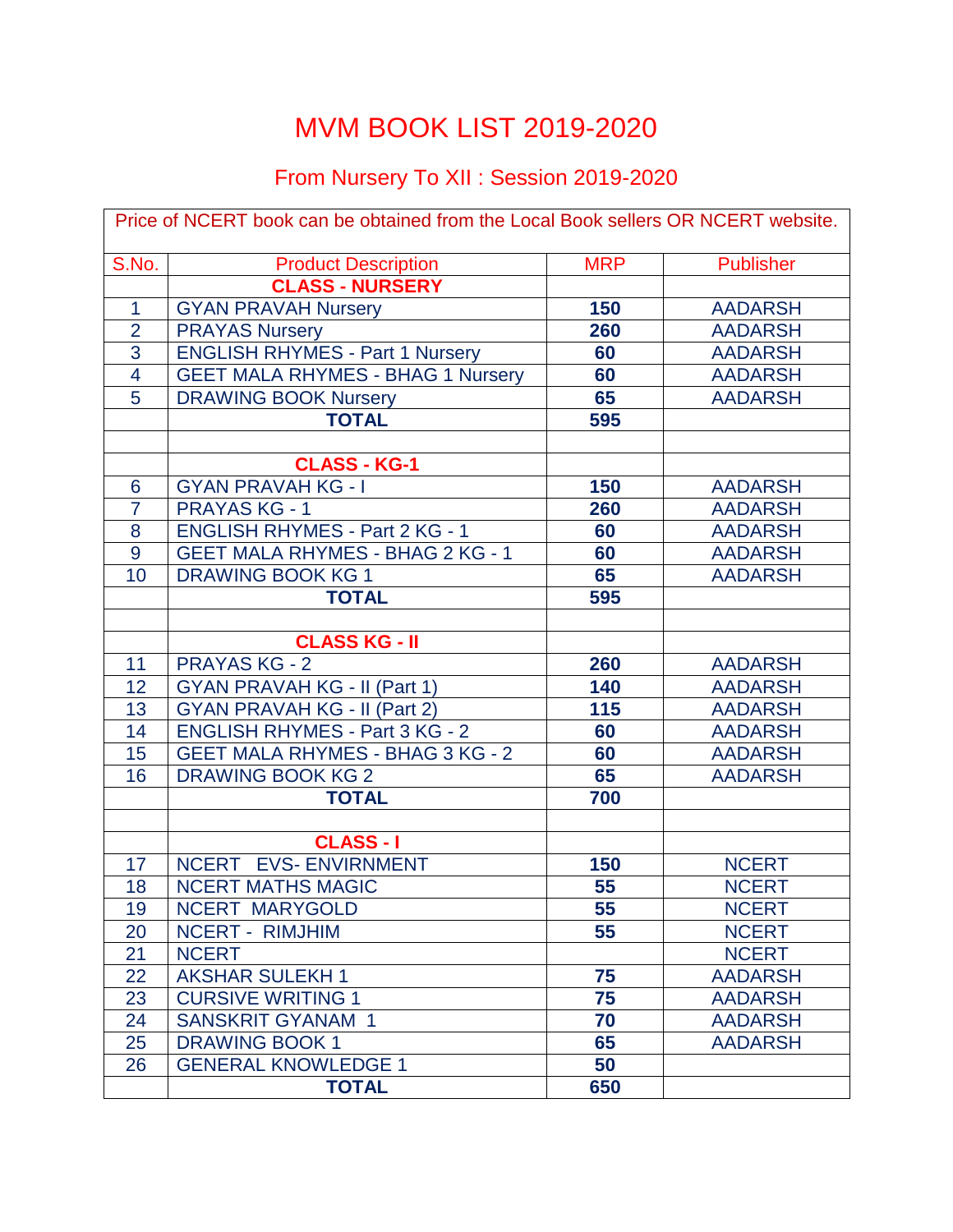# MVM BOOK LIST 2019-2020

## From Nursery To XII : Session 2019-2020

Price of NCERT book can be obtained from the Local Book sellers OR NCERT website.

| S.No. | Product Description | MRP | Publisher |
|---|---|---|---|
| | **CLASS - NURSERY** | | |
| 1 | GYAN PRAVAH Nursery | **150** | AADARSH |
| 2 | PRAYAS Nursery | **260** | AADARSH |
| 3 | ENGLISH RHYMES - Part 1 Nursery | **60** | AADARSH |
| 4 | GEET MALA RHYMES - BHAG 1 Nursery | **60** | AADARSH |
| 5 | DRAWING BOOK Nursery | **65** | AADARSH |
| | **TOTAL** | **595** | |
| | | | |
| | **CLASS - KG-1** | | |
| 6 | GYAN PRAVAH KG - I | **150** | AADARSH |
| 7 | PRAYAS KG - 1 | **260** | AADARSH |
| 8 | ENGLISH RHYMES - Part 2 KG - 1 | **60** | AADARSH |
| 9 | GEET MALA RHYMES - BHAG 2 KG - 1 | **60** | AADARSH |
| 10 | DRAWING BOOK KG 1 | **65** | AADARSH |
| | **TOTAL** | **595** | |
| | | | |
| | **CLASS KG - II** | | |
| 11 | PRAYAS KG - 2 | **260** | AADARSH |
| 12 | GYAN PRAVAH KG - II (Part 1) | **140** | AADARSH |
| 13 | GYAN PRAVAH KG - II (Part 2) | **115** | AADARSH |
| 14 | ENGLISH RHYMES - Part 3 KG - 2 | **60** | AADARSH |
| 15 | GEET MALA RHYMES - BHAG 3 KG - 2 | **60** | AADARSH |
| 16 | DRAWING BOOK KG 2 | **65** | AADARSH |
| | **TOTAL** | **700** | |
| | | | |
| | **CLASS - I** | | |
| 17 | NCERT EVS- ENVIRNMENT | **150** | NCERT |
| 18 | NCERT MATHS MAGIC | **55** | NCERT |
| 19 | NCERT MARYGOLD | **55** | NCERT |
| 20 | NCERT - RIMJHIM | **55** | NCERT |
| 21 | NCERT | | NCERT |
| 22 | AKSHAR SULEKH 1 | **75** | AADARSH |
| 23 | CURSIVE WRITING 1 | **75** | AADARSH |
| 24 | SANSKRIT GYANAM 1 | **70** | AADARSH |
| 25 | DRAWING BOOK 1 | **65** | AADARSH |
| 26 | GENERAL KNOWLEDGE 1 | **50** | |
| | **TOTAL** | **650** | |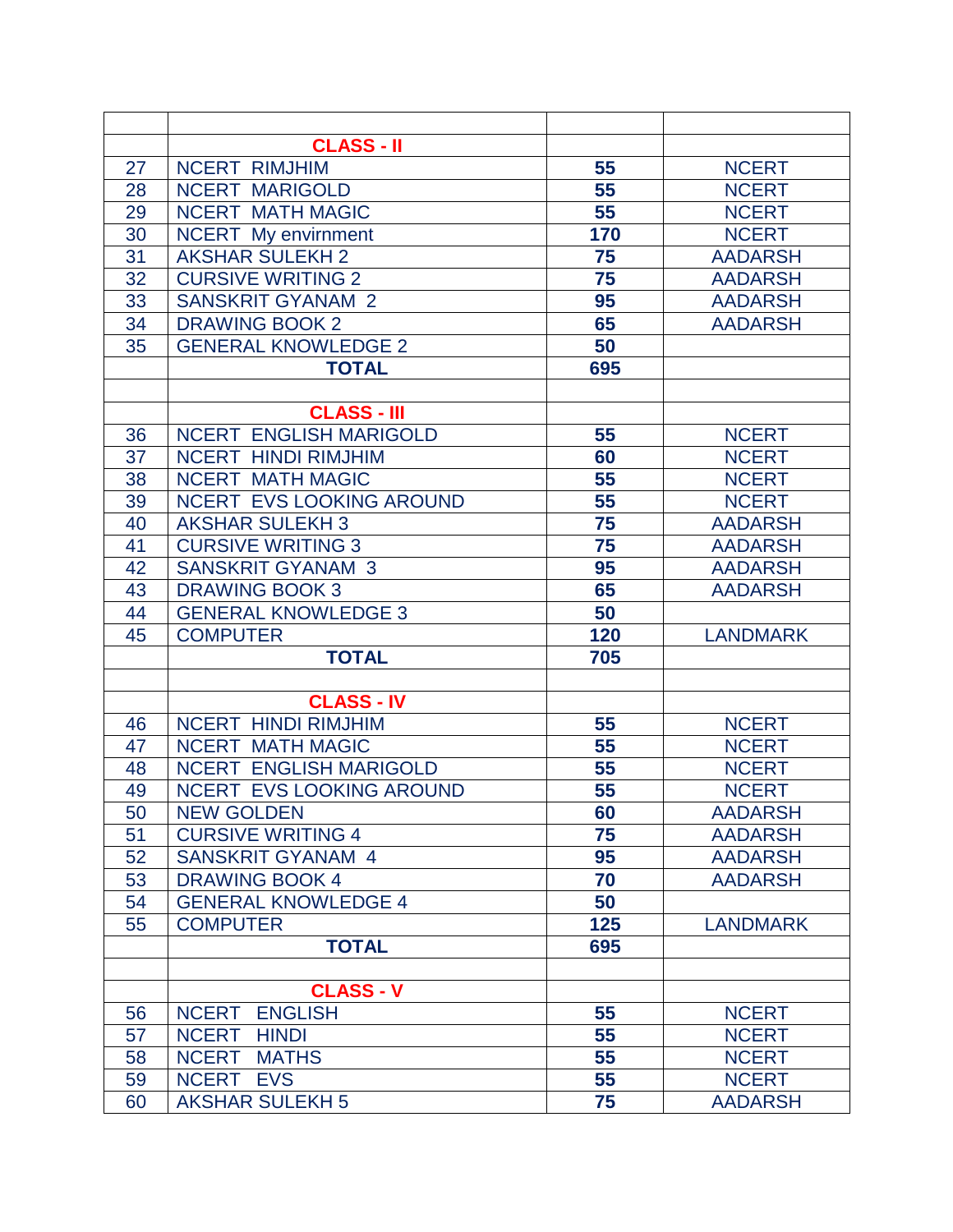| | | | |
|---|---|---|---|
| | **CLASS - II** | | |
| 27 | NCERT RIMJHIM | **55** | NCERT |
| 28 | NCERT MARIGOLD | **55** | NCERT |
| 29 | NCERT MATH MAGIC | **55** | NCERT |
| 30 | NCERT My envirnment | **170** | NCERT |
| 31 | AKSHAR SULEKH 2 | **75** | AADARSH |
| 32 | CURSIVE WRITING 2 | **75** | AADARSH |
| 33 | SANSKRIT GYANAM 2 | **95** | AADARSH |
| 34 | DRAWING BOOK 2 | **65** | AADARSH |
| 35 | GENERAL KNOWLEDGE 2 | **50** | |
| | **TOTAL** | **695** | |
| | | | |
| | **CLASS - III** | | |
| 36 | NCERT ENGLISH MARIGOLD | **55** | NCERT |
| 37 | NCERT HINDI RIMJHIM | **60** | NCERT |
| 38 | NCERT MATH MAGIC | **55** | NCERT |
| 39 | NCERT EVS LOOKING AROUND | **55** | NCERT |
| 40 | AKSHAR SULEKH 3 | **75** | AADARSH |
| 41 | CURSIVE WRITING 3 | **75** | AADARSH |
| 42 | SANSKRIT GYANAM 3 | **95** | AADARSH |
| 43 | DRAWING BOOK 3 | **65** | AADARSH |
| 44 | GENERAL KNOWLEDGE 3 | **50** | |
| 45 | COMPUTER | **120** | LANDMARK |
| | **TOTAL** | **705** | |
| | | | |
| | **CLASS - IV** | | |
| 46 | NCERT HINDI RIMJHIM | **55** | NCERT |
| 47 | NCERT MATH MAGIC | **55** | NCERT |
| 48 | NCERT ENGLISH MARIGOLD | **55** | NCERT |
| 49 | NCERT EVS LOOKING AROUND | **55** | NCERT |
| 50 | NEW GOLDEN | **60** | AADARSH |
| 51 | CURSIVE WRITING 4 | **75** | AADARSH |
| 52 | SANSKRIT GYANAM 4 | **95** | AADARSH |
| 53 | DRAWING BOOK 4 | **70** | AADARSH |
| 54 | GENERAL KNOWLEDGE 4 | **50** | |
| 55 | COMPUTER | **125** | LANDMARK |
| | **TOTAL** | **695** | |
| | | | |
| | **CLASS - V** | | |
| 56 | NCERT ENGLISH | **55** | NCERT |
| 57 | NCERT HINDI | **55** | NCERT |
| 58 | NCERT MATHS | **55** | NCERT |
| 59 | NCERT EVS | **55** | NCERT |
| 60 | AKSHAR SULEKH 5 | **75** | AADARSH |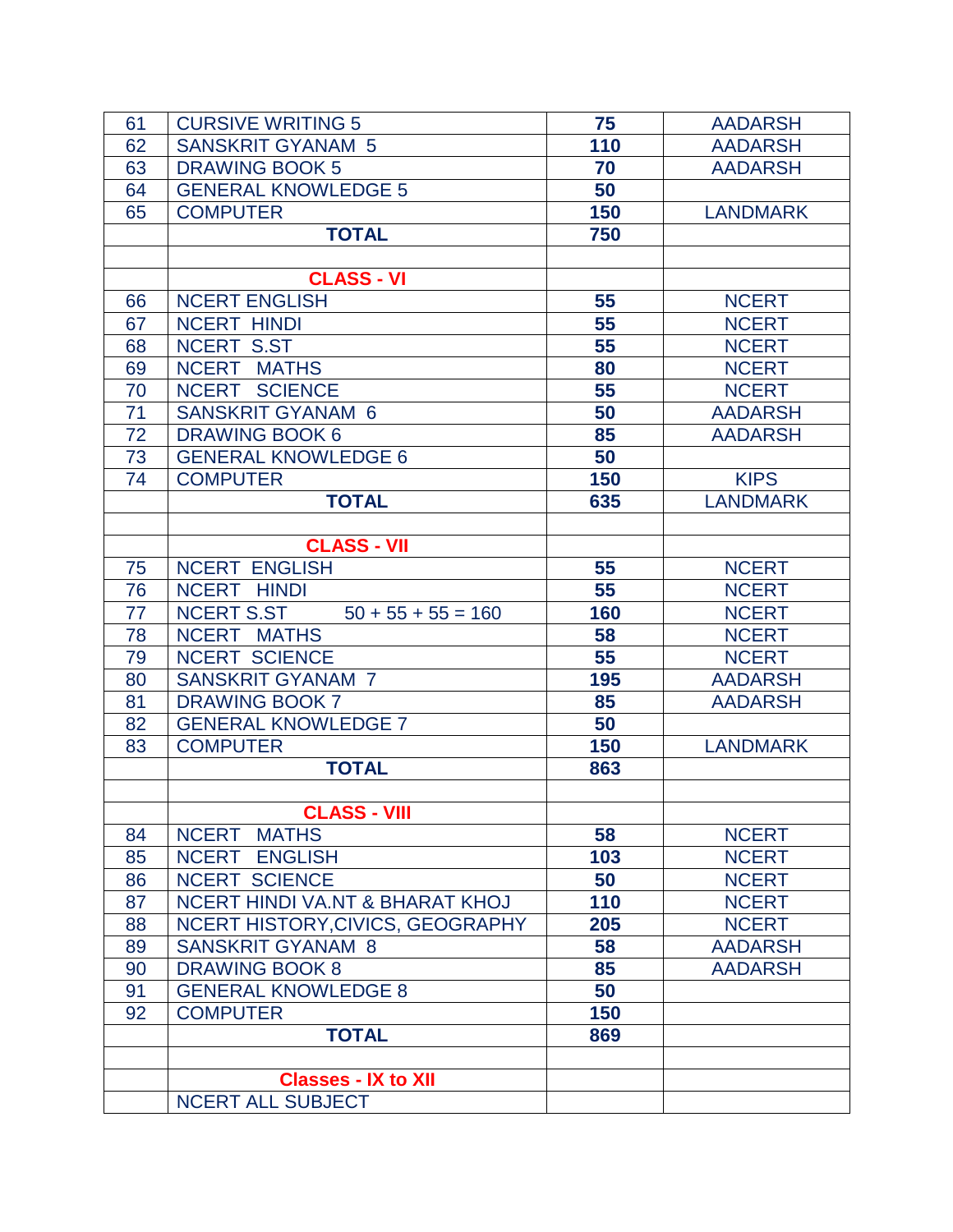| 61 | CURSIVE WRITING 5 | 75 | AADARSH |
|---|---|---|---|
| 62 | SANSKRIT GYANAM 5 | 110 | AADARSH |
| 63 | DRAWING BOOK 5 | 70 | AADARSH |
| 64 | GENERAL KNOWLEDGE 5 | 50 | |
| 65 | COMPUTER | 150 | LANDMARK |
| | **TOTAL** | **750** | |
| | | | |
| | **CLASS - VI** | | |
| 66 | NCERT ENGLISH | 55 | NCERT |
| 67 | NCERT HINDI | 55 | NCERT |
| 68 | NCERT S.ST | 55 | NCERT |
| 69 | NCERT MATHS | 80 | NCERT |
| 70 | NCERT SCIENCE | 55 | NCERT |
| 71 | SANSKRIT GYANAM 6 | 50 | AADARSH |
| 72 | DRAWING BOOK 6 | 85 | AADARSH |
| 73 | GENERAL KNOWLEDGE 6 | 50 | |
| 74 | COMPUTER | 150 | KIPS |
| | **TOTAL** | **635** | LANDMARK |
| | | | |
| | **CLASS - VII** | | |
| 75 | NCERT ENGLISH | 55 | NCERT |
| 76 | NCERT HINDI | 55 | NCERT |
| 77 | NCERT S.ST 50 + 55 + 55 = 160 | 160 | NCERT |
| 78 | NCERT MATHS | 58 | NCERT |
| 79 | NCERT SCIENCE | 55 | NCERT |
| 80 | SANSKRIT GYANAM 7 | 195 | AADARSH |
| 81 | DRAWING BOOK 7 | 85 | AADARSH |
| 82 | GENERAL KNOWLEDGE 7 | 50 | |
| 83 | COMPUTER | 150 | LANDMARK |
| | **TOTAL** | **863** | |
| | | | |
| | **CLASS - VIII** | | |
| 84 | NCERT MATHS | 58 | NCERT |
| 85 | NCERT ENGLISH | 103 | NCERT |
| 86 | NCERT SCIENCE | 50 | NCERT |
| 87 | NCERT HINDI VA.NT & BHARAT KHOJ | 110 | NCERT |
| 88 | NCERT HISTORY,CIVICS, GEOGRAPHY | 205 | NCERT |
| 89 | SANSKRIT GYANAM 8 | 58 | AADARSH |
| 90 | DRAWING BOOK 8 | 85 | AADARSH |
| 91 | GENERAL KNOWLEDGE 8 | 50 | |
| 92 | COMPUTER | 150 | |
| | **TOTAL** | **869** | |
| | | | |
| | **Classes - IX to XII** | | |
| | NCERT ALL SUBJECT | | |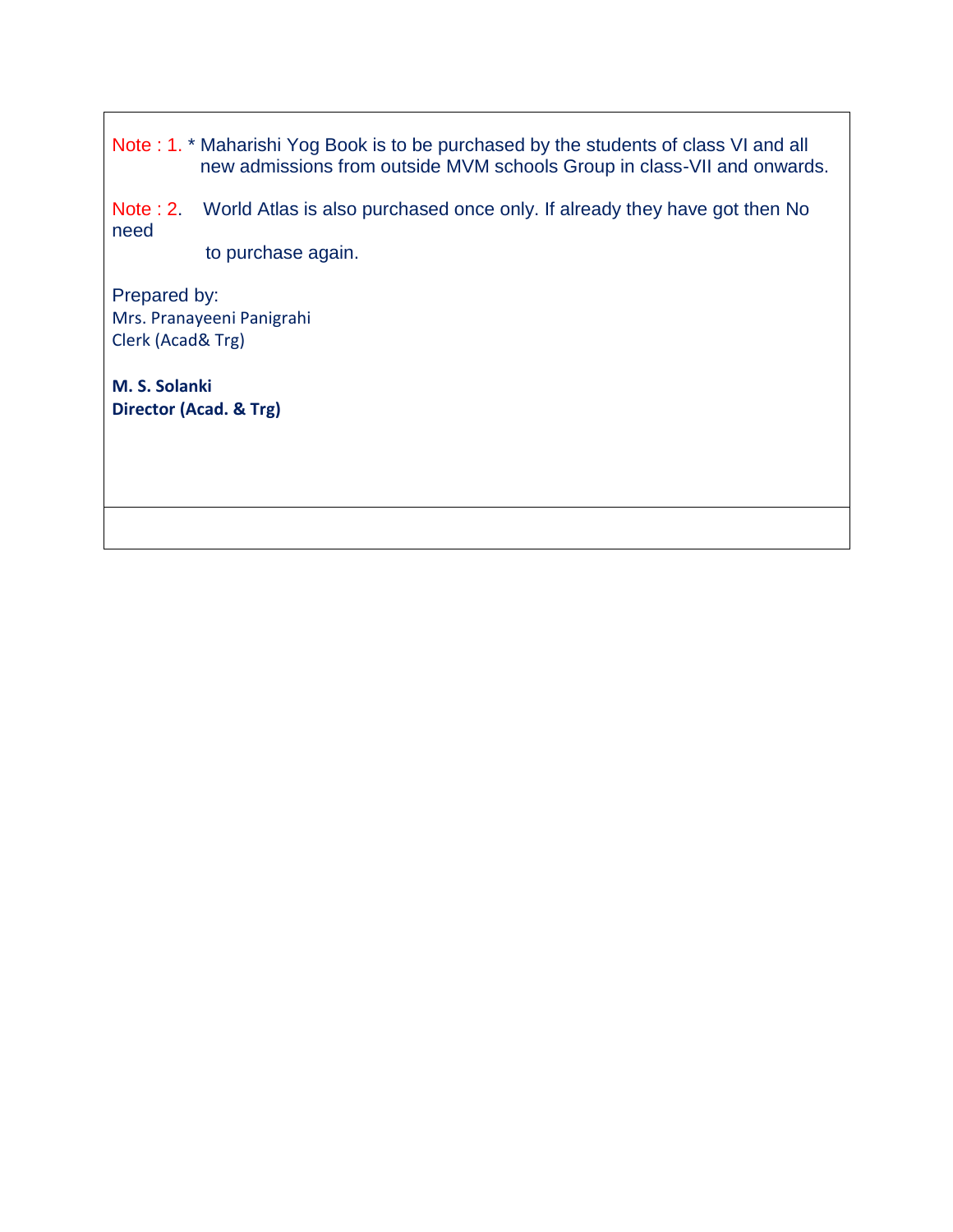Note : 1. * Maharishi Yog Book is to be purchased by the students of class VI and all new admissions from outside MVM schools Group in class-VII and onwards.

Note : 2. World Atlas is also purchased once only. If already they have got then No need to purchase again.

Prepared by:
Mrs. Pranayeeni Panigrahi
Clerk (Acad& Trg)

**M. S. Solanki**
**Director (Acad. & Trg)**